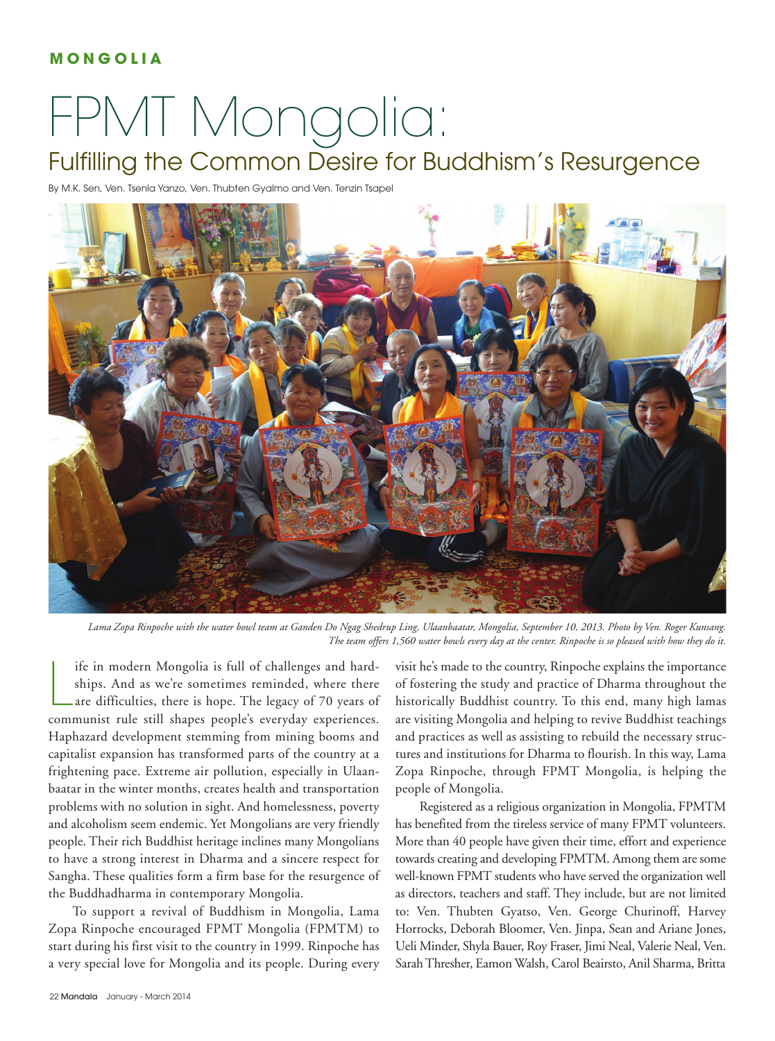**MONGOLIA**

# FPMT Mongolia:

## Fulfilling the Common Desire for Buddhism's Resurgence

By M.K. Sen, Ven. Tsenla Yanzo, Ven. Thubten Gyalmo and Ven. Tenzin Tsapel

*Lama Zopa Rinpoche with the water bowl team at Ganden Do Ngag Shedrup Ling, Ulaanbaatar, Mongolia, September 10, 2013. Photo by Ven. Roger Kunsang. The team offers 1,560 water bowls every day at the center. Rinpoche is so pleased with how they do it.*

Life in modern Mongolia is full of challenges and hardships. And as we're sometimes reminded, where there are difficulties, there is hope. The legacy of 70 years of communist rule still shapes people's everyday experiences. Haphazard development stemming from mining booms and capitalist expansion has transformed parts of the country at a frightening pace. Extreme air pollution, especially in Ulaanbaatar in the winter months, creates health and transportation problems with no solution in sight. And homelessness, poverty and alcoholism seem endemic. Yet Mongolians are very friendly people. Their rich Buddhist heritage inclines many Mongolians to have a strong interest in Dharma and a sincere respect for Sangha. These qualities form a firm base for the resurgence of the Buddhadharma in contemporary Mongolia.

To support a revival of Buddhism in Mongolia, Lama Zopa Rinpoche encouraged FPMT Mongolia (FPMTM) to start during his first visit to the country in 1999. Rinpoche has a very special love for Mongolia and its people. During every visit he's made to the country, Rinpoche explains the importance of fostering the study and practice of Dharma throughout the historically Buddhist country. To this end, many high lamas are visiting Mongolia and helping to revive Buddhist teachings and practices as well as assisting to rebuild the necessary structures and institutions for Dharma to flourish. In this way, Lama Zopa Rinpoche, through FPMT Mongolia, is helping the people of Mongolia.

Registered as a religious organization in Mongolia, FPMTM has benefited from the tireless service of many FPMT volunteers. More than 40 people have given their time, effort and experience towards creating and developing FPMTM. Among them are some well-known FPMT students who have served the organization well as directors, teachers and staff. They include, but are not limited to: Ven. Thubten Gyatso, Ven. George Churinoff, Harvey Horrocks, Deborah Bloomer, Ven. Jinpa, Sean and Ariane Jones, Ueli Minder, Shyla Bauer, Roy Fraser, Jimi Neal, Valerie Neal, Ven. Sarah Thresher, Eamon Walsh, Carol Beairsto, Anil Sharma, Britta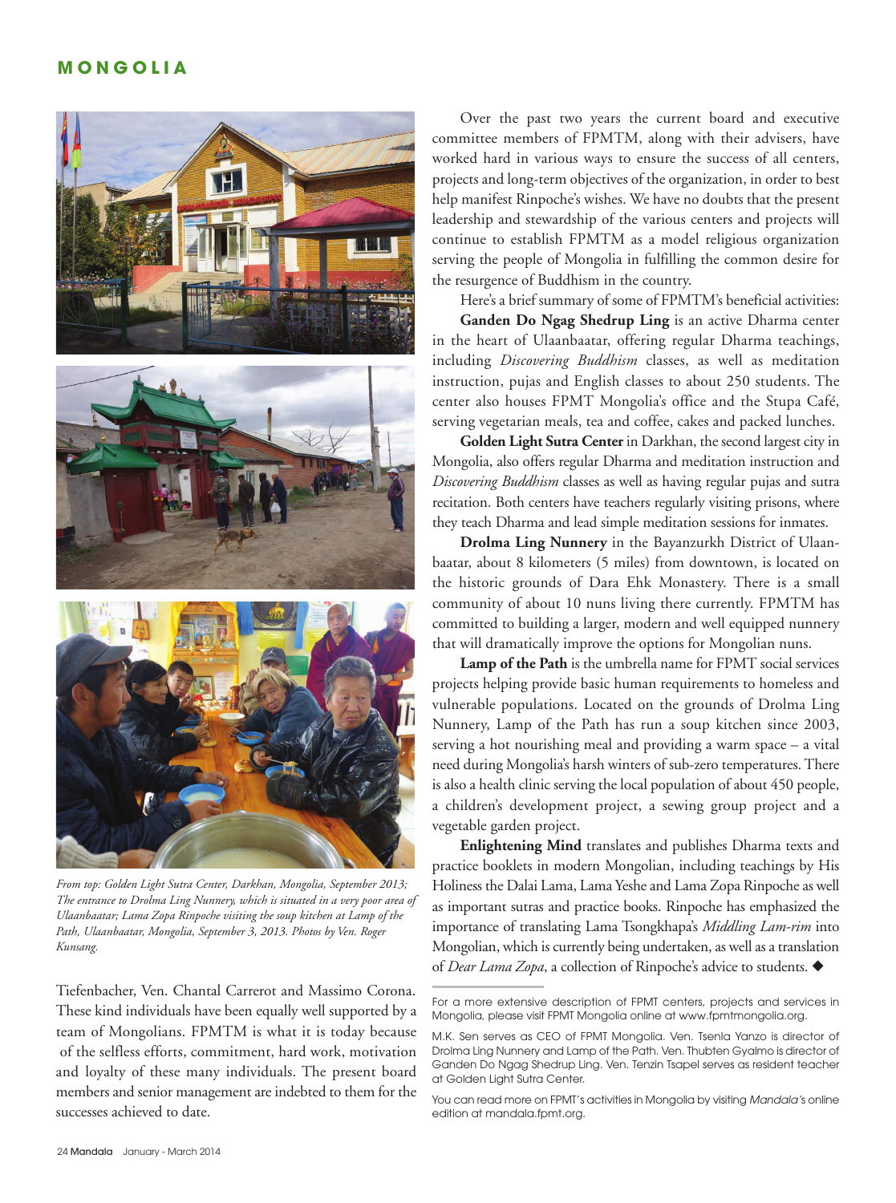*From top: Golden Light Sutra Center, Darkhan, Mongolia, September 2013; The entrance to Drolma Ling Nunnery, which is situated in a very poor area of Ulaanbaatar; Lama Zopa Rinpoche visiting the soup kitchen at Lamp of the Path, Ulaanbaatar, Mongolia, September 3, 2013. Photos by Ven. Roger Kunsang.*

Tiefenbacher, Ven. Chantal Carrerot and Massimo Corona. These kind individuals have been equally well supported by a team of Mongolians. FPMTM is what it is today because of the selfless efforts, commitment, hard work, motivation and loyalty of these many individuals. The present board members and senior management are indebted to them for the successes achieved to date.

Over the past two years the current board and executive committee members of FPMTM, along with their advisers, have worked hard in various ways to ensure the success of all centers, projects and long-term objectives of the organization, in order to best help manifest Rinpoche's wishes. We have no doubts that the present leadership and stewardship of the various centers and projects will continue to establish FPMTM as a model religious organization serving the people of Mongolia in fulfilling the common desire for the resurgence of Buddhism in the country.

Here's a brief summary of some of FPMTM's beneficial activities:

**Ganden Do Ngag Shedrup Ling** is an active Dharma center in the heart of Ulaanbaatar, offering regular Dharma teachings, including *Discovering Buddhism* classes, as well as meditation instruction, pujas and English classes to about 250 students. The center also houses FPMT Mongolia's office and the Stupa Café, serving vegetarian meals, tea and coffee, cakes and packed lunches.

**Golden Light Sutra Center** in Darkhan, the second largest city in Mongolia, also offers regular Dharma and meditation instruction and *Discovering Buddhism* classes as well as having regular pujas and sutra recitation. Both centers have teachers regularly visiting prisons, where they teach Dharma and lead simple meditation sessions for inmates.

**Drolma Ling Nunnery** in the Bayanzurkh District of Ulaanbaatar, about 8 kilometers (5 miles) from downtown, is located on the historic grounds of Dara Ehk Monastery. There is a small community of about 10 nuns living there currently. FPMTM has committed to building a larger, modern and well equipped nunnery that will dramatically improve the options for Mongolian nuns.

**Lamp of the Path** is the umbrella name for FPMT social services projects helping provide basic human requirements to homeless and vulnerable populations. Located on the grounds of Drolma Ling Nunnery, Lamp of the Path has run a soup kitchen since 2003, serving a hot nourishing meal and providing a warm space – a vital need during Mongolia's harsh winters of sub-zero temperatures. There is also a health clinic serving the local population of about 450 people, a children's development project, a sewing group project and a vegetable garden project.

**Enlightening Mind** translates and publishes Dharma texts and practice booklets in modern Mongolian, including teachings by His Holiness the Dalai Lama, Lama Yeshe and Lama Zopa Rinpoche as well as important sutras and practice books. Rinpoche has emphasized the importance of translating Lama Tsongkhapa's *Middling Lam-rim* into Mongolian, which is currently being undertaken, as well as a translation of *Dear Lama Zopa*, a collection of Rinpoche's advice to students. ◆

For a more extensive description of FPMT centers, projects and services in Mongolia, please visit FPMT Mongolia online at www.fpmtmongolia.org.

M.K. Sen serves as CEO of FPMT Mongolia. Ven. Tsenla Yanzo is director of Drolma Ling Nunnery and Lamp of the Path. Ven. Thubten Gyalmo is director of Ganden Do Ngag Shedrup Ling. Ven. Tenzin Tsapel serves as resident teacher at Golden Light Sutra Center.

You can read more on FPMT's activities in Mongolia by visiting *Mandala's* online edition at mandala.fpmt.org.